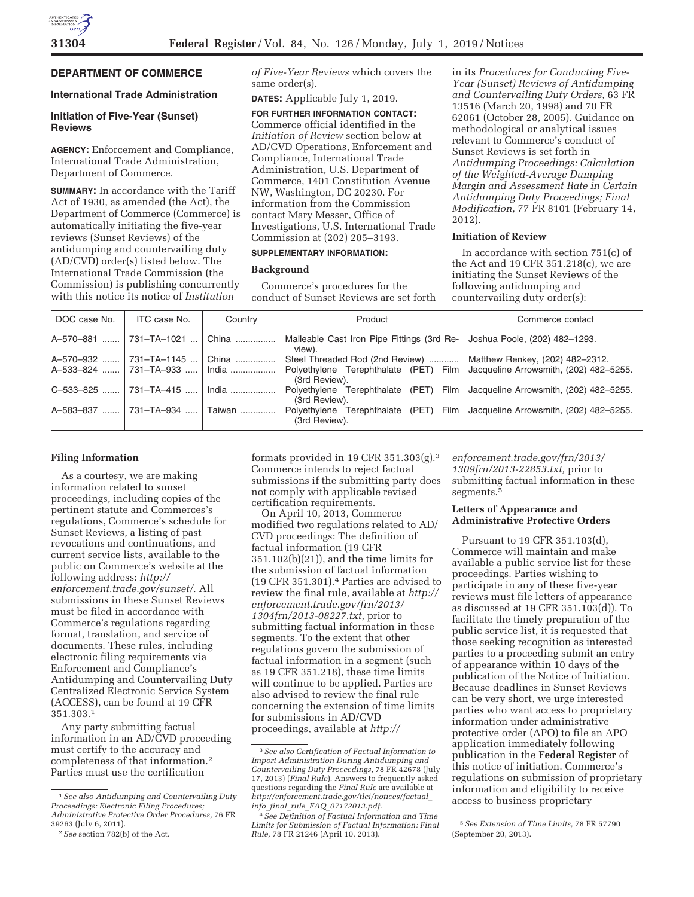## DEPARTMENT OF COMMERCE

### International Trade Administration

### Initiation of Five-Year (Sunset) Reviews

**AGENCY:** Enforcement and Compliance, International Trade Administration, Department of Commerce.

**SUMMARY:** In accordance with the Tariff Act of 1930, as amended (the Act), the Department of Commerce (Commerce) is automatically initiating the five-year reviews (Sunset Reviews) of the antidumping and countervailing duty (AD/CVD) order(s) listed below. The International Trade Commission (the Commission) is publishing concurrently with this notice its notice of *Institution of Five-Year Reviews* which covers the same order(s).

**DATES:** Applicable July 1, 2019.

**FOR FURTHER INFORMATION CONTACT:** Commerce official identified in the *Initiation of Review* section below at AD/CVD Operations, Enforcement and Compliance, International Trade Administration, U.S. Department of Commerce, 1401 Constitution Avenue NW, Washington, DC 20230. For information from the Commission contact Mary Messer, Office of Investigations, U.S. International Trade Commission at (202) 205–3193.

**SUPPLEMENTARY INFORMATION:**

#### Background

Commerce's procedures for the conduct of Sunset Reviews are set forth in its *Procedures for Conducting Five-Year (Sunset) Reviews of Antidumping and Countervailing Duty Orders,* 63 FR 13516 (March 20, 1998) and 70 FR 62061 (October 28, 2005). Guidance on methodological or analytical issues relevant to Commerce's conduct of Sunset Reviews is set forth in *Antidumping Proceedings: Calculation of the Weighted-Average Dumping Margin and Assessment Rate in Certain Antidumping Duty Proceedings; Final Modification,* 77 FR 8101 (February 14, 2012).

#### Initiation of Review

In accordance with section 751(c) of the Act and 19 CFR 351.218(c), we are initiating the Sunset Reviews of the following antidumping and countervailing duty order(s):

| DOC case No. | ITC case No. | Country | Product | Commerce contact |
|---|---|---|---|---|
| A–570–881 | 731–TA–1021 | China | Malleable Cast Iron Pipe Fittings (3rd Review). | Joshua Poole, (202) 482–1293. |
| A–570–932 | 731–TA–1145 | China | Steel Threaded Rod (2nd Review) | Matthew Renkey, (202) 482–2312. |
| A–533–824 | 731–TA–933 | India | Polyethylene Terephthalate (PET) Film (3rd Review). | Jacqueline Arrowsmith, (202) 482–5255. |
| C–533–825 | 731–TA–415 | India | Polyethylene Terephthalate (PET) Film (3rd Review). | Jacqueline Arrowsmith, (202) 482–5255. |
| A–583–837 | 731–TA–934 | Taiwan | Polyethylene Terephthalate (PET) Film (3rd Review). | Jacqueline Arrowsmith, (202) 482–5255. |

#### Filing Information

As a courtesy, we are making information related to sunset proceedings, including copies of the pertinent statute and Commerces's regulations, Commerce's schedule for Sunset Reviews, a listing of past revocations and continuations, and current service lists, available to the public on Commerce's website at the following address: *http://enforcement.trade.gov/sunset/.* All submissions in these Sunset Reviews must be filed in accordance with Commerce's regulations regarding format, translation, and service of documents. These rules, including electronic filing requirements via Enforcement and Compliance's Antidumping and Countervailing Duty Centralized Electronic Service System (ACCESS), can be found at 19 CFR 351.303.[1]

Any party submitting factual information in an AD/CVD proceeding must certify to the accuracy and completeness of that information.[2] Parties must use the certification formats provided in 19 CFR 351.303(g).[3] Commerce intends to reject factual submissions if the submitting party does not comply with applicable revised certification requirements.

On April 10, 2013, Commerce modified two regulations related to AD/CVD proceedings: The definition of factual information (19 CFR 351.102(b)(21)), and the time limits for the submission of factual information (19 CFR 351.301).[4] Parties are advised to review the final rule, available at *http://enforcement.trade.gov/frn/2013/1304frn/2013-08227.txt,* prior to submitting factual information in these segments. To the extent that other regulations govern the submission of factual information in a segment (such as 19 CFR 351.218), these time limits will continue to be applied. Parties are also advised to review the final rule concerning the extension of time limits for submissions in AD/CVD proceedings, available at *http://enforcement.trade.gov/frn/2013/1309frn/2013-22853.txt,* prior to submitting factual information in these segments.[5]

#### Letters of Appearance and Administrative Protective Orders

Pursuant to 19 CFR 351.103(d), Commerce will maintain and make available a public service list for these proceedings. Parties wishing to participate in any of these five-year reviews must file letters of appearance as discussed at 19 CFR 351.103(d)). To facilitate the timely preparation of the public service list, it is requested that those seeking recognition as interested parties to a proceeding submit an entry of appearance within 10 days of the publication of the Notice of Initiation. Because deadlines in Sunset Reviews can be very short, we urge interested parties who want access to proprietary information under administrative protective order (APO) to file an APO application immediately following publication in the **Federal Register** of this notice of initiation. Commerce's regulations on submission of proprietary information and eligibility to receive access to business proprietary

---

[1] *See also Antidumping and Countervailing Duty Proceedings: Electronic Filing Procedures; Administrative Protective Order Procedures,* 76 FR 39263 (July 6, 2011).

[2] *See* section 782(b) of the Act.

[3] *See also Certification of Factual Information to Import Administration During Antidumping and Countervailing Duty Proceedings,* 78 FR 42678 (July 17, 2013) (*Final Rule*). Answers to frequently asked questions regarding the *Final Rule* are available at *http://enforcement.trade.gov/tlei/notices/factual_info_final_rule_FAQ_07172013.pdf.*

[4] *See Definition of Factual Information and Time Limits for Submission of Factual Information: Final Rule,* 78 FR 21246 (April 10, 2013).

[5] *See Extension of Time Limits,* 78 FR 57790 (September 20, 2013).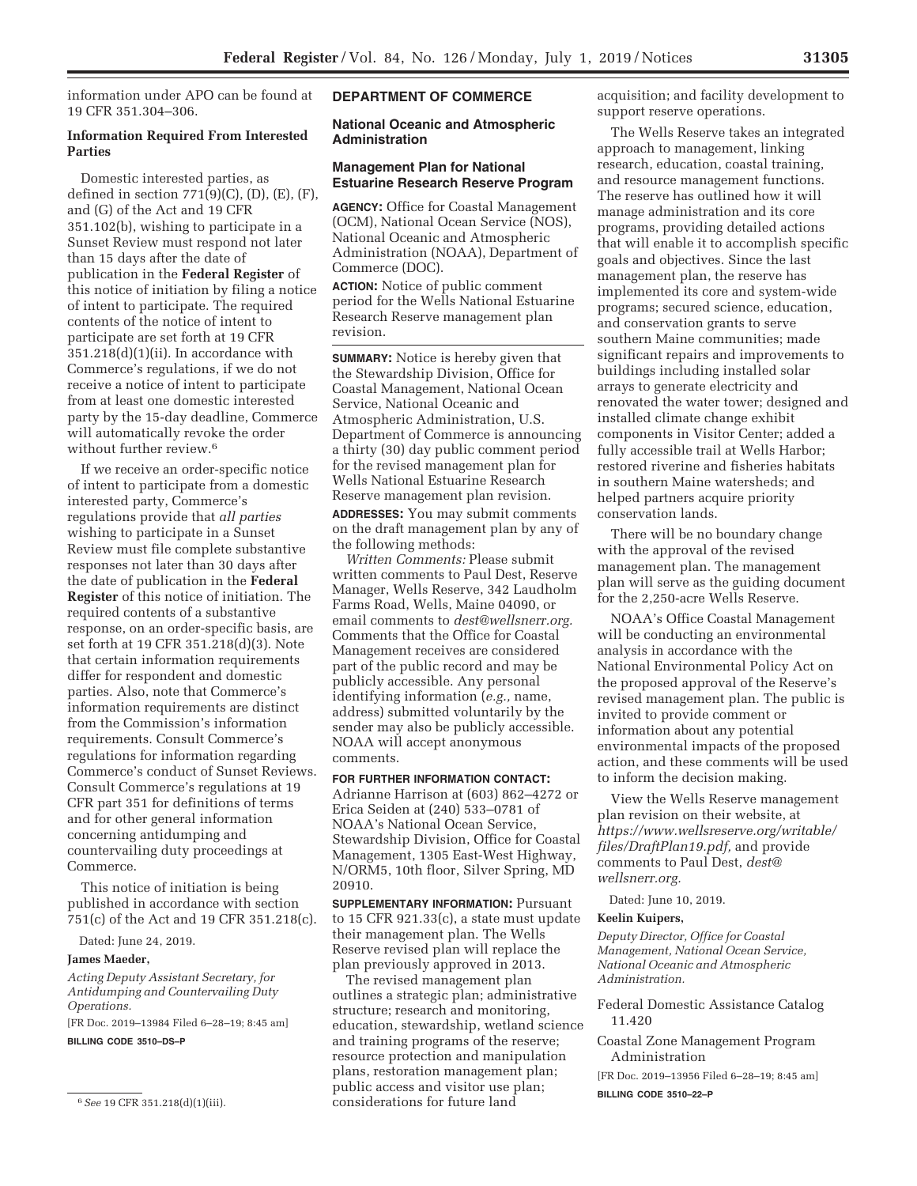information under APO can be found at 19 CFR 351.304–306.

**Information Required From Interested Parties**

Domestic interested parties, as defined in section 771(9)(C), (D), (E), (F), and (G) of the Act and 19 CFR 351.102(b), wishing to participate in a Sunset Review must respond not later than 15 days after the date of publication in the **Federal Register** of this notice of initiation by filing a notice of intent to participate. The required contents of the notice of intent to participate are set forth at 19 CFR 351.218(d)(1)(ii). In accordance with Commerce's regulations, if we do not receive a notice of intent to participate from at least one domestic interested party by the 15-day deadline, Commerce will automatically revoke the order without further review.[6]

If we receive an order-specific notice of intent to participate from a domestic interested party, Commerce's regulations provide that *all parties* wishing to participate in a Sunset Review must file complete substantive responses not later than 30 days after the date of publication in the **Federal Register** of this notice of initiation. The required contents of a substantive response, on an order-specific basis, are set forth at 19 CFR 351.218(d)(3). Note that certain information requirements differ for respondent and domestic parties. Also, note that Commerce's information requirements are distinct from the Commission's information requirements. Consult Commerce's regulations for information regarding Commerce's conduct of Sunset Reviews. Consult Commerce's regulations at 19 CFR part 351 for definitions of terms and for other general information concerning antidumping and countervailing duty proceedings at Commerce.

This notice of initiation is being published in accordance with section 751(c) of the Act and 19 CFR 351.218(c).

Dated: June 24, 2019.

**James Maeder,**

*Acting Deputy Assistant Secretary, for Antidumping and Countervailing Duty Operations.*

[FR Doc. 2019–13984 Filed 6–28–19; 8:45 am]

**BILLING CODE 3510–DS–P**

[6] *See* 19 CFR 351.218(d)(1)(iii).

## DEPARTMENT OF COMMERCE

### National Oceanic and Atmospheric Administration

### Management Plan for National Estuarine Research Reserve Program

**AGENCY:** Office for Coastal Management (OCM), National Ocean Service (NOS), National Oceanic and Atmospheric Administration (NOAA), Department of Commerce (DOC).

**ACTION:** Notice of public comment period for the Wells National Estuarine Research Reserve management plan revision.

**SUMMARY:** Notice is hereby given that the Stewardship Division, Office for Coastal Management, National Ocean Service, National Oceanic and Atmospheric Administration, U.S. Department of Commerce is announcing a thirty (30) day public comment period for the revised management plan for Wells National Estuarine Research Reserve management plan revision.

**ADDRESSES:** You may submit comments on the draft management plan by any of the following methods:

*Written Comments:* Please submit written comments to Paul Dest, Reserve Manager, Wells Reserve, 342 Laudholm Farms Road, Wells, Maine 04090, or email comments to *dest@wellsnerr.org.* Comments that the Office for Coastal Management receives are considered part of the public record and may be publicly accessible. Any personal identifying information (*e.g.,* name, address) submitted voluntarily by the sender may also be publicly accessible. NOAA will accept anonymous comments.

**FOR FURTHER INFORMATION CONTACT:** Adrianne Harrison at (603) 862–4272 or Erica Seiden at (240) 533–0781 of NOAA's National Ocean Service, Stewardship Division, Office for Coastal Management, 1305 East-West Highway, N/ORM5, 10th floor, Silver Spring, MD 20910.

**SUPPLEMENTARY INFORMATION:** Pursuant to 15 CFR 921.33(c), a state must update their management plan. The Wells Reserve revised plan will replace the plan previously approved in 2013.

The revised management plan outlines a strategic plan; administrative structure; research and monitoring, education, stewardship, wetland science and training programs of the reserve; resource protection and manipulation plans, restoration management plan; public access and visitor use plan; considerations for future land acquisition; and facility development to support reserve operations.

The Wells Reserve takes an integrated approach to management, linking research, education, coastal training, and resource management functions. The reserve has outlined how it will manage administration and its core programs, providing detailed actions that will enable it to accomplish specific goals and objectives. Since the last management plan, the reserve has implemented its core and system-wide programs; secured science, education, and conservation grants to serve southern Maine communities; made significant repairs and improvements to buildings including installed solar arrays to generate electricity and renovated the water tower; designed and installed climate change exhibit components in Visitor Center; added a fully accessible trail at Wells Harbor; restored riverine and fisheries habitats in southern Maine watersheds; and helped partners acquire priority conservation lands.

There will be no boundary change with the approval of the revised management plan. The management plan will serve as the guiding document for the 2,250-acre Wells Reserve.

NOAA's Office Coastal Management will be conducting an environmental analysis in accordance with the National Environmental Policy Act on the proposed approval of the Reserve's revised management plan. The public is invited to provide comment or information about any potential environmental impacts of the proposed action, and these comments will be used to inform the decision making.

View the Wells Reserve management plan revision on their website, at *https://www.wellsreserve.org/writable/files/DraftPlan19.pdf,* and provide comments to Paul Dest, *dest@wellsnerr.org.*

Dated: June 10, 2019.

**Keelin Kuipers,**

*Deputy Director, Office for Coastal Management, National Ocean Service, National Oceanic and Atmospheric Administration.*

Federal Domestic Assistance Catalog 11.420

Coastal Zone Management Program Administration

[FR Doc. 2019–13956 Filed 6–28–19; 8:45 am]

**BILLING CODE 3510–22–P**